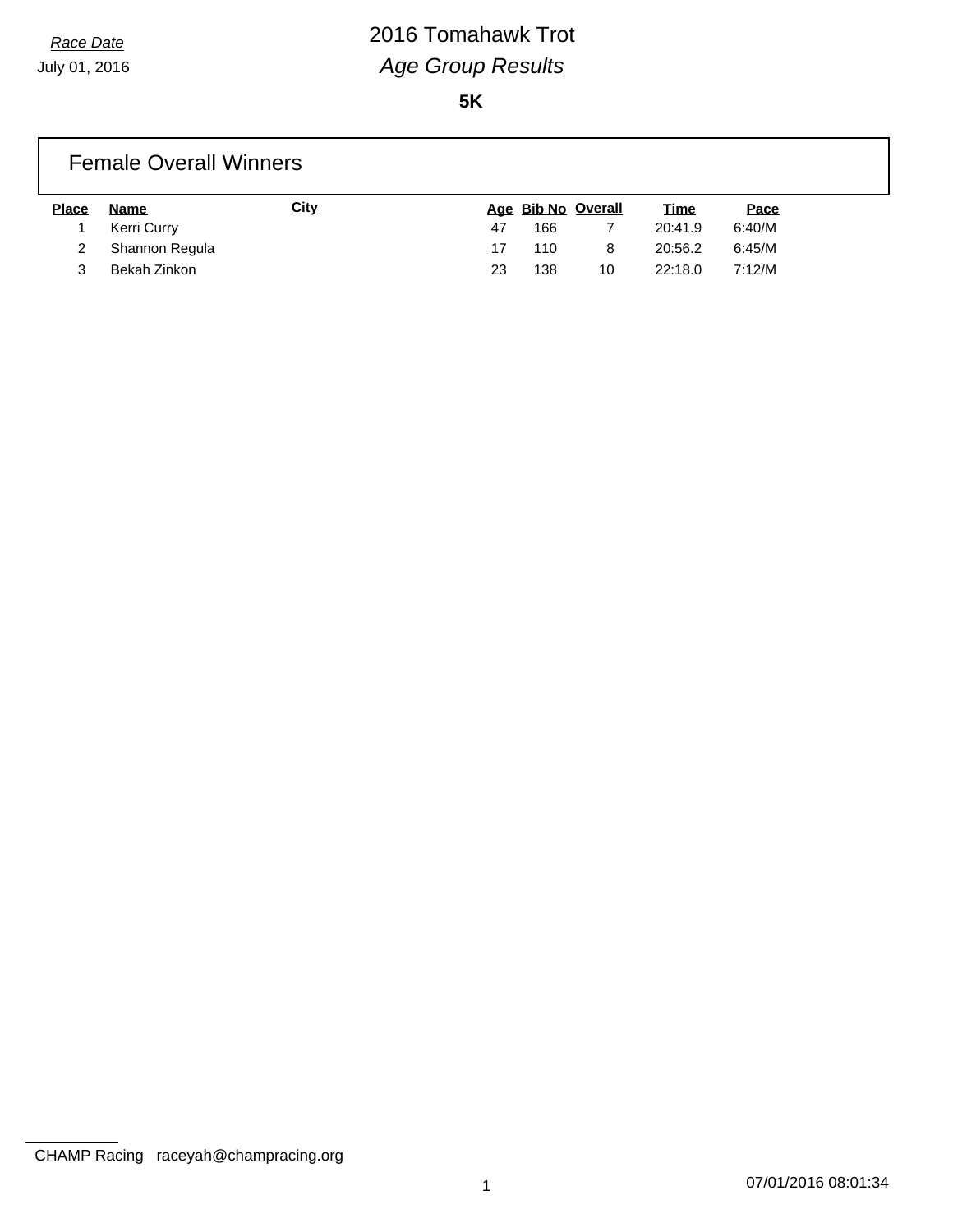*Race Date*

July 01, 2016

# 2016 Tomahawk Trot

## *Age Group Results*

**5K**

### Female Overall Winners

| Place | Name | City | Age | Bib No | Overall | Time | Pace |
|---|---|---|---|---|---|---|---|
| 1 | Kerri Curry | | 47 | 166 | 7 | 20:41.9 | 6:40/M |
| 2 | Shannon Regula | | 17 | 110 | 8 | 20:56.2 | 6:45/M |
| 3 | Bekah Zinkon | | 23 | 138 | 10 | 22:18.0 | 7:12/M |

CHAMP Racing raceyah@champracing.org

07/01/2016 08:01:34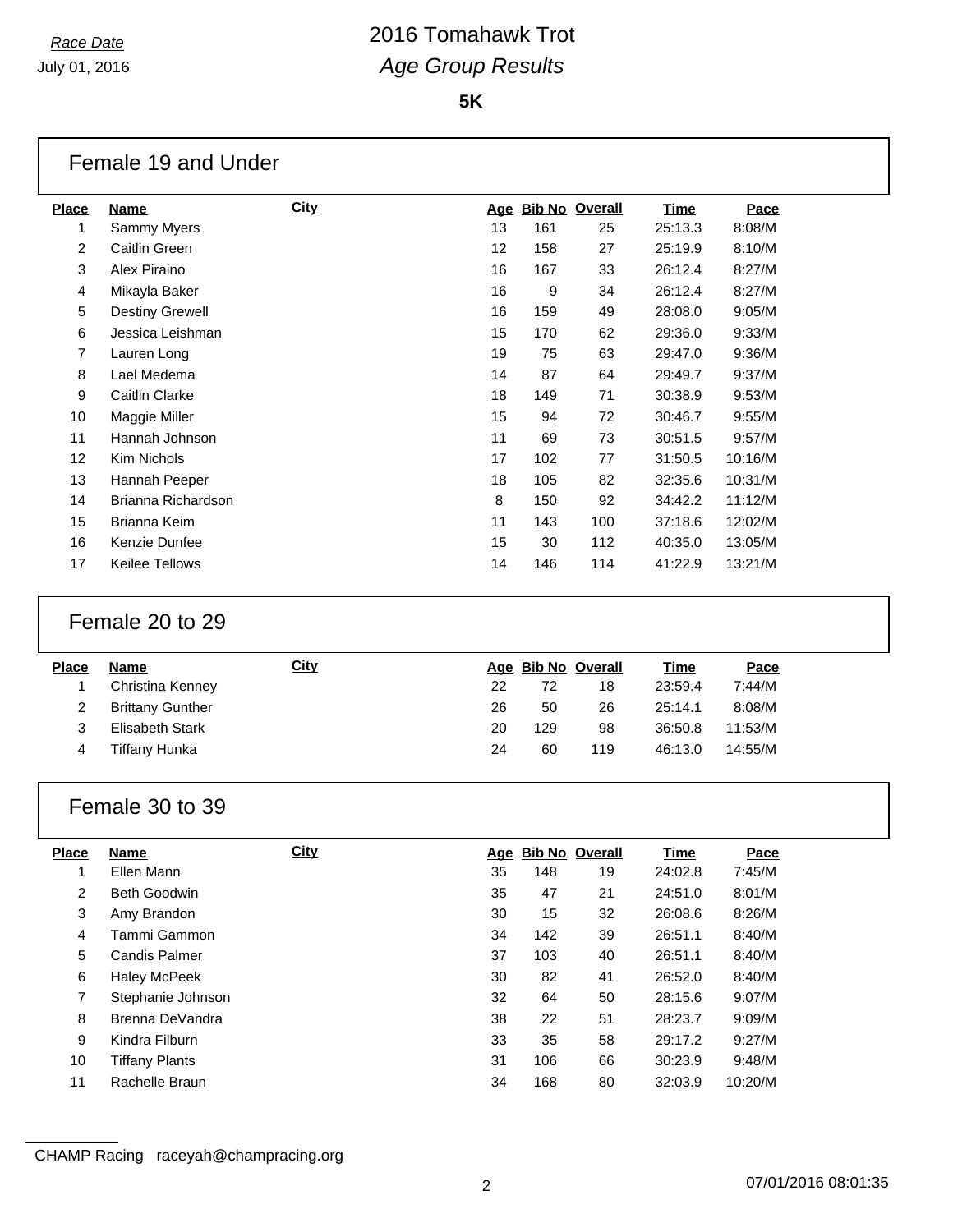*Race Date*
July 01, 2016

# 2016 Tomahawk Trot
## *Age Group Results*

**5K**

### Female 19 and Under

| Place | Name | City | Age | Bib No | Overall | Time | Pace |
|---|---|---|---|---|---|---|---|
| 1 | Sammy Myers | | 13 | 161 | 25 | 25:13.3 | 8:08/M |
| 2 | Caitlin Green | | 12 | 158 | 27 | 25:19.9 | 8:10/M |
| 3 | Alex Piraino | | 16 | 167 | 33 | 26:12.4 | 8:27/M |
| 4 | Mikayla Baker | | 16 | 9 | 34 | 26:12.4 | 8:27/M |
| 5 | Destiny Grewell | | 16 | 159 | 49 | 28:08.0 | 9:05/M |
| 6 | Jessica Leishman | | 15 | 170 | 62 | 29:36.0 | 9:33/M |
| 7 | Lauren Long | | 19 | 75 | 63 | 29:47.0 | 9:36/M |
| 8 | Lael Medema | | 14 | 87 | 64 | 29:49.7 | 9:37/M |
| 9 | Caitlin Clarke | | 18 | 149 | 71 | 30:38.9 | 9:53/M |
| 10 | Maggie Miller | | 15 | 94 | 72 | 30:46.7 | 9:55/M |
| 11 | Hannah Johnson | | 11 | 69 | 73 | 30:51.5 | 9:57/M |
| 12 | Kim Nichols | | 17 | 102 | 77 | 31:50.5 | 10:16/M |
| 13 | Hannah Peeper | | 18 | 105 | 82 | 32:35.6 | 10:31/M |
| 14 | Brianna Richardson | | 8 | 150 | 92 | 34:42.2 | 11:12/M |
| 15 | Brianna Keim | | 11 | 143 | 100 | 37:18.6 | 12:02/M |
| 16 | Kenzie Dunfee | | 15 | 30 | 112 | 40:35.0 | 13:05/M |
| 17 | Keilee Tellows | | 14 | 146 | 114 | 41:22.9 | 13:21/M |

### Female 20 to 29

| Place | Name | City | Age | Bib No | Overall | Time | Pace |
|---|---|---|---|---|---|---|---|
| 1 | Christina Kenney | | 22 | 72 | 18 | 23:59.4 | 7:44/M |
| 2 | Brittany Gunther | | 26 | 50 | 26 | 25:14.1 | 8:08/M |
| 3 | Elisabeth Stark | | 20 | 129 | 98 | 36:50.8 | 11:53/M |
| 4 | Tiffany Hunka | | 24 | 60 | 119 | 46:13.0 | 14:55/M |

### Female 30 to 39

| Place | Name | City | Age | Bib No | Overall | Time | Pace |
|---|---|---|---|---|---|---|---|
| 1 | Ellen Mann | | 35 | 148 | 19 | 24:02.8 | 7:45/M |
| 2 | Beth Goodwin | | 35 | 47 | 21 | 24:51.0 | 8:01/M |
| 3 | Amy Brandon | | 30 | 15 | 32 | 26:08.6 | 8:26/M |
| 4 | Tammi Gammon | | 34 | 142 | 39 | 26:51.1 | 8:40/M |
| 5 | Candis Palmer | | 37 | 103 | 40 | 26:51.1 | 8:40/M |
| 6 | Haley McPeek | | 30 | 82 | 41 | 26:52.0 | 8:40/M |
| 7 | Stephanie Johnson | | 32 | 64 | 50 | 28:15.6 | 9:07/M |
| 8 | Brenna DeVandra | | 38 | 22 | 51 | 28:23.7 | 9:09/M |
| 9 | Kindra Filburn | | 33 | 35 | 58 | 29:17.2 | 9:27/M |
| 10 | Tiffany Plants | | 31 | 106 | 66 | 30:23.9 | 9:48/M |
| 11 | Rachelle Braun | | 34 | 168 | 80 | 32:03.9 | 10:20/M |

CHAMP Racing raceyah@champracing.org

07/01/2016 08:01:35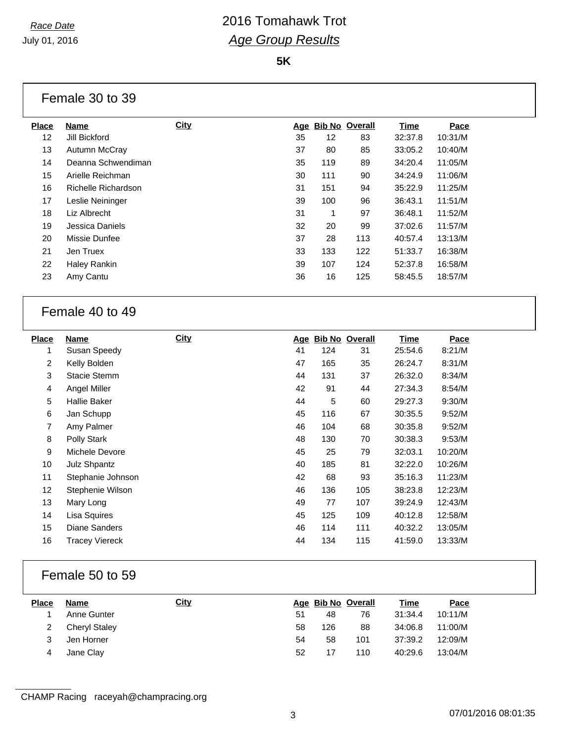*Race Date*

July 01, 2016

# 2016 Tomahawk Trot

## *Age Group Results*

**5K**

### Female 30 to 39

| Place | Name | City | Age | Bib No | Overall | Time | Pace |
|---|---|---|---|---|---|---|---|
| 12 | Jill Bickford | | 35 | 12 | 83 | 32:37.8 | 10:31/M |
| 13 | Autumn McCray | | 37 | 80 | 85 | 33:05.2 | 10:40/M |
| 14 | Deanna Schwendiman | | 35 | 119 | 89 | 34:20.4 | 11:05/M |
| 15 | Arielle Reichman | | 30 | 111 | 90 | 34:24.9 | 11:06/M |
| 16 | Richelle Richardson | | 31 | 151 | 94 | 35:22.9 | 11:25/M |
| 17 | Leslie Neininger | | 39 | 100 | 96 | 36:43.1 | 11:51/M |
| 18 | Liz Albrecht | | 31 | 1 | 97 | 36:48.1 | 11:52/M |
| 19 | Jessica Daniels | | 32 | 20 | 99 | 37:02.6 | 11:57/M |
| 20 | Missie Dunfee | | 37 | 28 | 113 | 40:57.4 | 13:13/M |
| 21 | Jen Truex | | 33 | 133 | 122 | 51:33.7 | 16:38/M |
| 22 | Haley Rankin | | 39 | 107 | 124 | 52:37.8 | 16:58/M |
| 23 | Amy Cantu | | 36 | 16 | 125 | 58:45.5 | 18:57/M |

### Female 40 to 49

| Place | Name | City | Age | Bib No | Overall | Time | Pace |
|---|---|---|---|---|---|---|---|
| 1 | Susan Speedy | | 41 | 124 | 31 | 25:54.6 | 8:21/M |
| 2 | Kelly Bolden | | 47 | 165 | 35 | 26:24.7 | 8:31/M |
| 3 | Stacie Stemm | | 44 | 131 | 37 | 26:32.0 | 8:34/M |
| 4 | Angel Miller | | 42 | 91 | 44 | 27:34.3 | 8:54/M |
| 5 | Hallie Baker | | 44 | 5 | 60 | 29:27.3 | 9:30/M |
| 6 | Jan Schupp | | 45 | 116 | 67 | 30:35.5 | 9:52/M |
| 7 | Amy Palmer | | 46 | 104 | 68 | 30:35.8 | 9:52/M |
| 8 | Polly Stark | | 48 | 130 | 70 | 30:38.3 | 9:53/M |
| 9 | Michele Devore | | 45 | 25 | 79 | 32:03.1 | 10:20/M |
| 10 | Julz Shpantz | | 40 | 185 | 81 | 32:22.0 | 10:26/M |
| 11 | Stephanie Johnson | | 42 | 68 | 93 | 35:16.3 | 11:23/M |
| 12 | Stephenie Wilson | | 46 | 136 | 105 | 38:23.8 | 12:23/M |
| 13 | Mary Long | | 49 | 77 | 107 | 39:24.9 | 12:43/M |
| 14 | Lisa Squires | | 45 | 125 | 109 | 40:12.8 | 12:58/M |
| 15 | Diane Sanders | | 46 | 114 | 111 | 40:32.2 | 13:05/M |
| 16 | Tracey Viereck | | 44 | 134 | 115 | 41:59.0 | 13:33/M |

### Female 50 to 59

| Place | Name | City | Age | Bib No | Overall | Time | Pace |
|---|---|---|---|---|---|---|---|
| 1 | Anne Gunter | | 51 | 48 | 76 | 31:34.4 | 10:11/M |
| 2 | Cheryl Staley | | 58 | 126 | 88 | 34:06.8 | 11:00/M |
| 3 | Jen Horner | | 54 | 58 | 101 | 37:39.2 | 12:09/M |
| 4 | Jane Clay | | 52 | 17 | 110 | 40:29.6 | 13:04/M |

CHAMP Racing raceyah@champracing.org

07/01/2016 08:01:35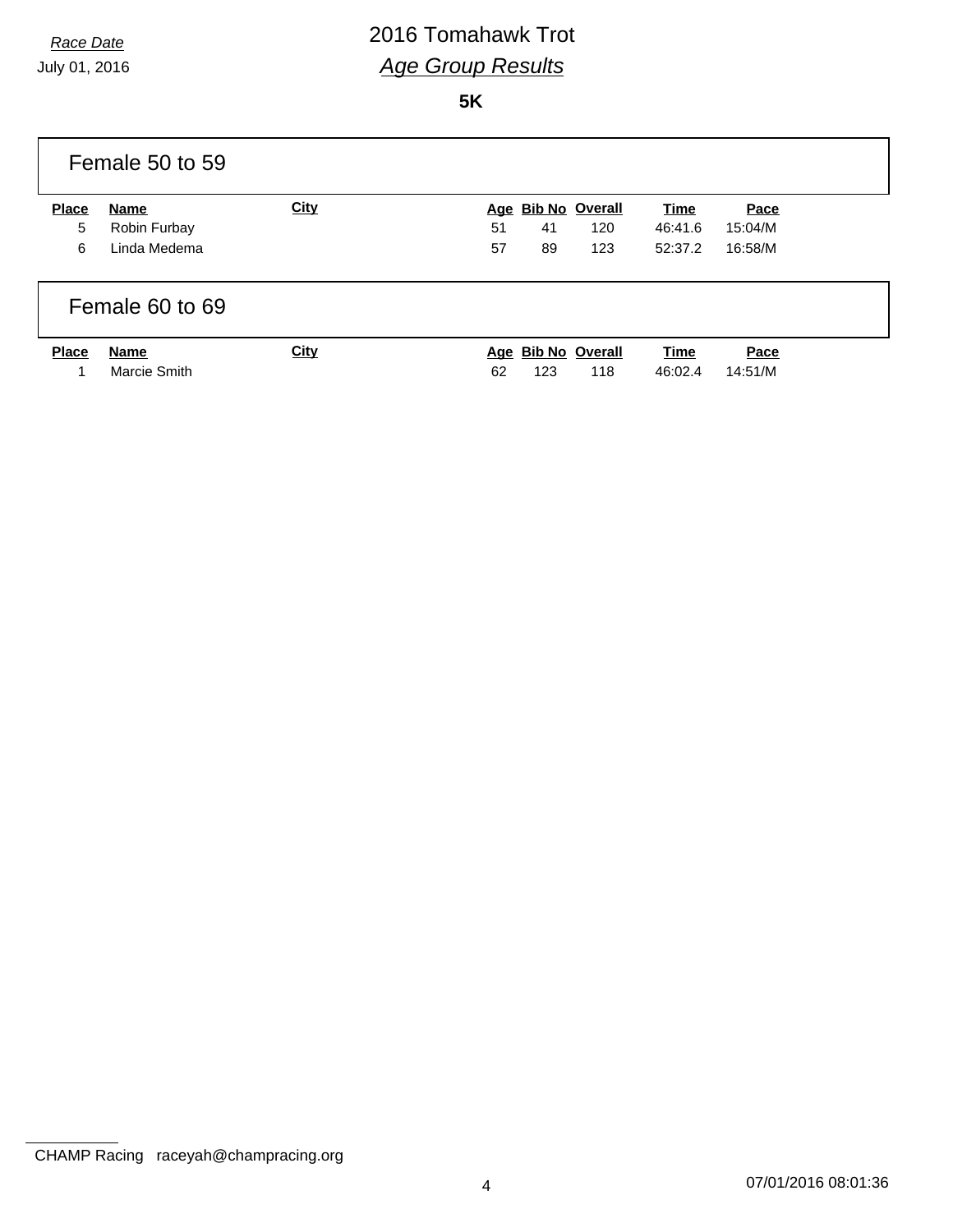*Race Date*
July 01, 2016

# 2016 Tomahawk Trot

## *Age Group Results*

**5K**

### Female 50 to 59

| Place | Name | City | Age | Bib No | Overall | Time | Pace |
|---|---|---|---|---|---|---|---|
| 5 | Robin Furbay | | 51 | 41 | 120 | 46:41.6 | 15:04/M |
| 6 | Linda Medema | | 57 | 89 | 123 | 52:37.2 | 16:58/M |

### Female 60 to 69

| Place | Name | City | Age | Bib No | Overall | Time | Pace |
|---|---|---|---|---|---|---|---|
| 1 | Marcie Smith | | 62 | 123 | 118 | 46:02.4 | 14:51/M |

CHAMP Racing raceyah@champracing.org

07/01/2016 08:01:36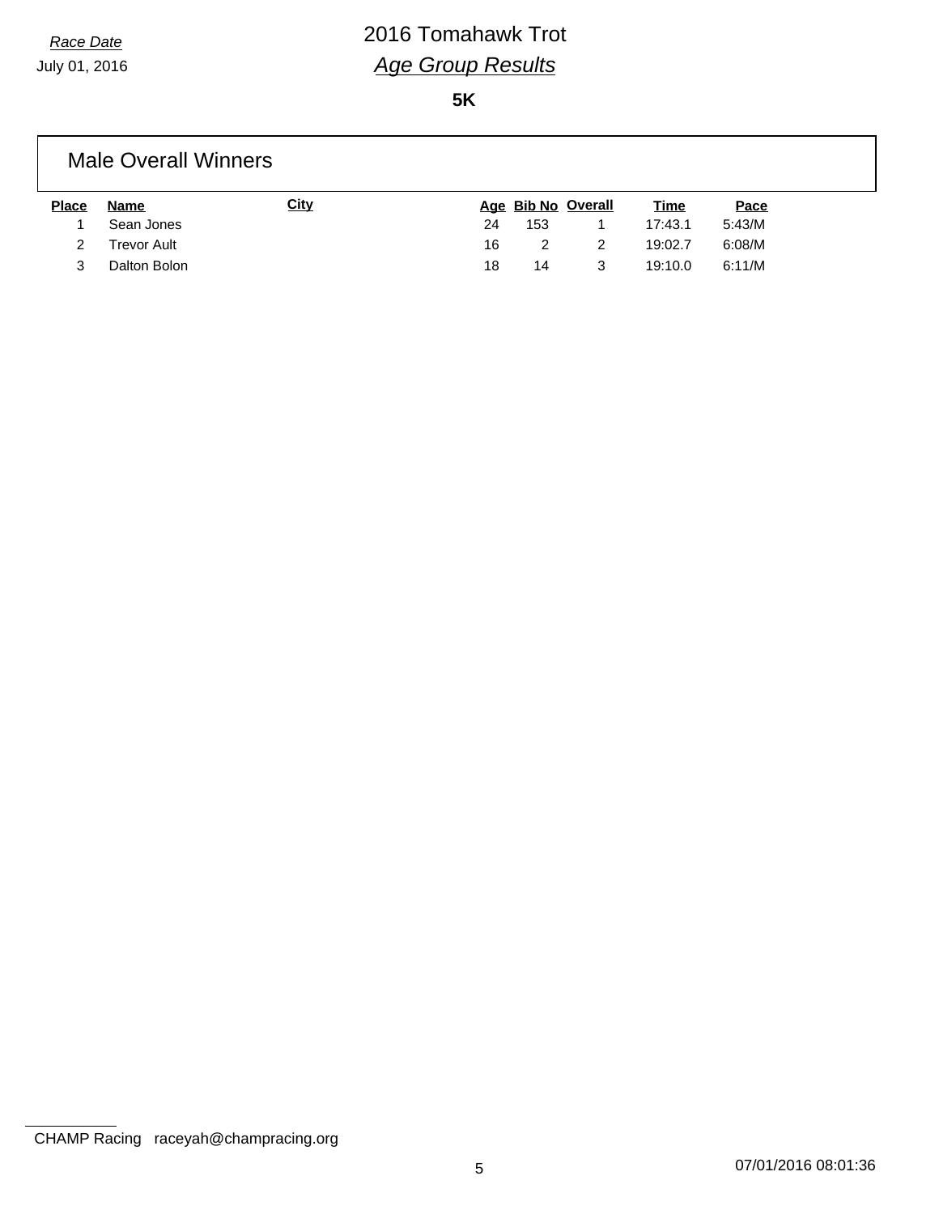*Race Date*
July 01, 2016

# 2016 Tomahawk Trot

## *Age Group Results*

**5K**

### Male Overall Winners

| Place | Name | City | Age | Bib No | Overall | Time | Pace |
|---|---|---|---|---|---|---|---|
| 1 | Sean Jones | | 24 | 153 | 1 | 17:43.1 | 5:43/M |
| 2 | Trevor Ault | | 16 | 2 | 2 | 19:02.7 | 6:08/M |
| 3 | Dalton Bolon | | 18 | 14 | 3 | 19:10.0 | 6:11/M |

CHAMP Racing raceyah@champracing.org

07/01/2016 08:01:36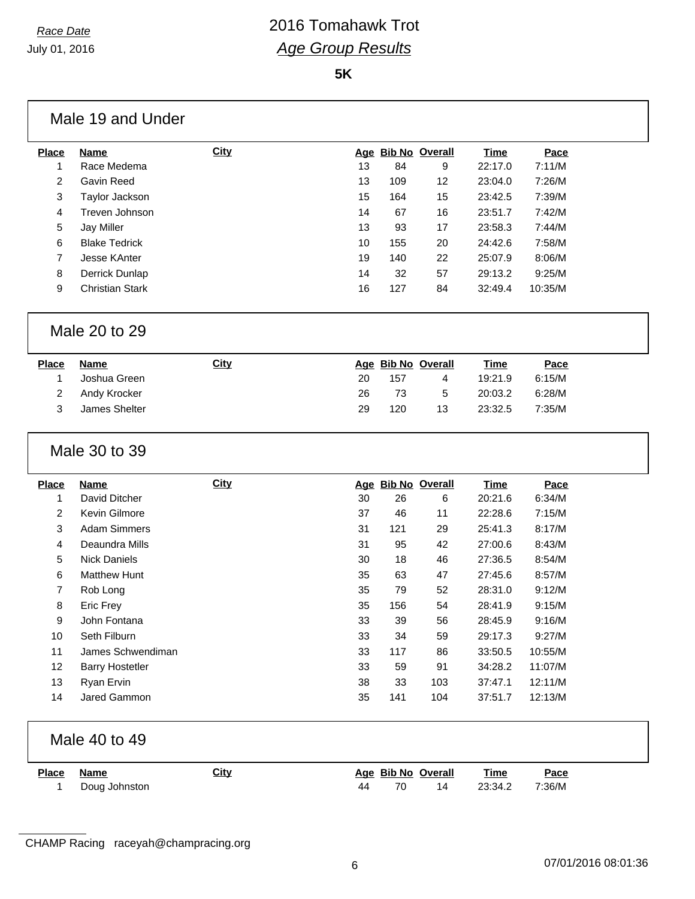*Race Date*

July 01, 2016

# 2016 Tomahawk Trot

## *Age Group Results*

**5K**

### Male 19 and Under

| Place | Name | City | Age | Bib No | Overall | Time | Pace |
|---|---|---|---|---|---|---|---|
| 1 | Race Medema | | 13 | 84 | 9 | 22:17.0 | 7:11/M |
| 2 | Gavin Reed | | 13 | 109 | 12 | 23:04.0 | 7:26/M |
| 3 | Taylor Jackson | | 15 | 164 | 15 | 23:42.5 | 7:39/M |
| 4 | Treven Johnson | | 14 | 67 | 16 | 23:51.7 | 7:42/M |
| 5 | Jay Miller | | 13 | 93 | 17 | 23:58.3 | 7:44/M |
| 6 | Blake Tedrick | | 10 | 155 | 20 | 24:42.6 | 7:58/M |
| 7 | Jesse KAnter | | 19 | 140 | 22 | 25:07.9 | 8:06/M |
| 8 | Derrick Dunlap | | 14 | 32 | 57 | 29:13.2 | 9:25/M |
| 9 | Christian Stark | | 16 | 127 | 84 | 32:49.4 | 10:35/M |

### Male 20 to 29

| Place | Name | City | Age | Bib No | Overall | Time | Pace |
|---|---|---|---|---|---|---|---|
| 1 | Joshua Green | | 20 | 157 | 4 | 19:21.9 | 6:15/M |
| 2 | Andy Krocker | | 26 | 73 | 5 | 20:03.2 | 6:28/M |
| 3 | James Shelter | | 29 | 120 | 13 | 23:32.5 | 7:35/M |

### Male 30 to 39

| Place | Name | City | Age | Bib No | Overall | Time | Pace |
|---|---|---|---|---|---|---|---|
| 1 | David Ditcher | | 30 | 26 | 6 | 20:21.6 | 6:34/M |
| 2 | Kevin Gilmore | | 37 | 46 | 11 | 22:28.6 | 7:15/M |
| 3 | Adam Simmers | | 31 | 121 | 29 | 25:41.3 | 8:17/M |
| 4 | Deaundra Mills | | 31 | 95 | 42 | 27:00.6 | 8:43/M |
| 5 | Nick Daniels | | 30 | 18 | 46 | 27:36.5 | 8:54/M |
| 6 | Matthew Hunt | | 35 | 63 | 47 | 27:45.6 | 8:57/M |
| 7 | Rob Long | | 35 | 79 | 52 | 28:31.0 | 9:12/M |
| 8 | Eric Frey | | 35 | 156 | 54 | 28:41.9 | 9:15/M |
| 9 | John Fontana | | 33 | 39 | 56 | 28:45.9 | 9:16/M |
| 10 | Seth Filburn | | 33 | 34 | 59 | 29:17.3 | 9:27/M |
| 11 | James Schwendiman | | 33 | 117 | 86 | 33:50.5 | 10:55/M |
| 12 | Barry Hostetler | | 33 | 59 | 91 | 34:28.2 | 11:07/M |
| 13 | Ryan Ervin | | 38 | 33 | 103 | 37:47.1 | 12:11/M |
| 14 | Jared Gammon | | 35 | 141 | 104 | 37:51.7 | 12:13/M |

### Male 40 to 49

| Place | Name | City | Age | Bib No | Overall | Time | Pace |
|---|---|---|---|---|---|---|---|
| 1 | Doug Johnston | | 44 | 70 | 14 | 23:34.2 | 7:36/M |

CHAMP Racing raceyah@champracing.org

07/01/2016 08:01:36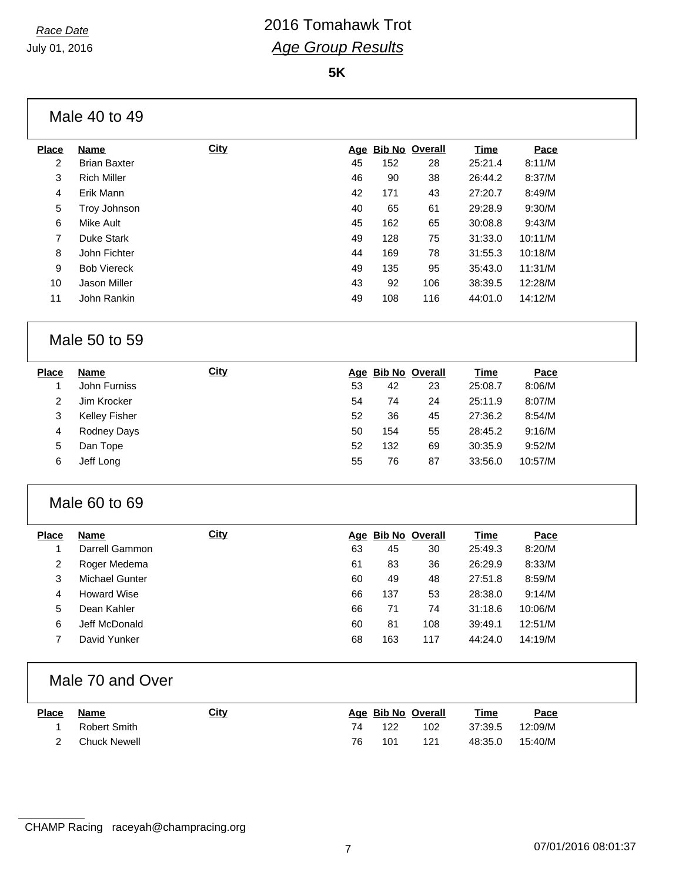*Race Date*

July 01, 2016

# 2016 Tomahawk Trot

## *Age Group Results*

**5K**

### Male 40 to 49

| Place | Name | City | Age | Bib No | Overall | Time | Pace |
|---|---|---|---|---|---|---|---|
| 2 | Brian Baxter | | 45 | 152 | 28 | 25:21.4 | 8:11/M |
| 3 | Rich Miller | | 46 | 90 | 38 | 26:44.2 | 8:37/M |
| 4 | Erik Mann | | 42 | 171 | 43 | 27:20.7 | 8:49/M |
| 5 | Troy Johnson | | 40 | 65 | 61 | 29:28.9 | 9:30/M |
| 6 | Mike Ault | | 45 | 162 | 65 | 30:08.8 | 9:43/M |
| 7 | Duke Stark | | 49 | 128 | 75 | 31:33.0 | 10:11/M |
| 8 | John Fichter | | 44 | 169 | 78 | 31:55.3 | 10:18/M |
| 9 | Bob Viereck | | 49 | 135 | 95 | 35:43.0 | 11:31/M |
| 10 | Jason Miller | | 43 | 92 | 106 | 38:39.5 | 12:28/M |
| 11 | John Rankin | | 49 | 108 | 116 | 44:01.0 | 14:12/M |

### Male 50 to 59

| Place | Name | City | Age | Bib No | Overall | Time | Pace |
|---|---|---|---|---|---|---|---|
| 1 | John Furniss | | 53 | 42 | 23 | 25:08.7 | 8:06/M |
| 2 | Jim Krocker | | 54 | 74 | 24 | 25:11.9 | 8:07/M |
| 3 | Kelley Fisher | | 52 | 36 | 45 | 27:36.2 | 8:54/M |
| 4 | Rodney Days | | 50 | 154 | 55 | 28:45.2 | 9:16/M |
| 5 | Dan Tope | | 52 | 132 | 69 | 30:35.9 | 9:52/M |
| 6 | Jeff Long | | 55 | 76 | 87 | 33:56.0 | 10:57/M |

### Male 60 to 69

| Place | Name | City | Age | Bib No | Overall | Time | Pace |
|---|---|---|---|---|---|---|---|
| 1 | Darrell Gammon | | 63 | 45 | 30 | 25:49.3 | 8:20/M |
| 2 | Roger Medema | | 61 | 83 | 36 | 26:29.9 | 8:33/M |
| 3 | Michael Gunter | | 60 | 49 | 48 | 27:51.8 | 8:59/M |
| 4 | Howard Wise | | 66 | 137 | 53 | 28:38.0 | 9:14/M |
| 5 | Dean Kahler | | 66 | 71 | 74 | 31:18.6 | 10:06/M |
| 6 | Jeff McDonald | | 60 | 81 | 108 | 39:49.1 | 12:51/M |
| 7 | David Yunker | | 68 | 163 | 117 | 44:24.0 | 14:19/M |

### Male 70 and Over

| Place | Name | City | Age | Bib No | Overall | Time | Pace |
|---|---|---|---|---|---|---|---|
| 1 | Robert Smith | | 74 | 122 | 102 | 37:39.5 | 12:09/M |
| 2 | Chuck Newell | | 76 | 101 | 121 | 48:35.0 | 15:40/M |

CHAMP Racing raceyah@champracing.org

07/01/2016 08:01:37